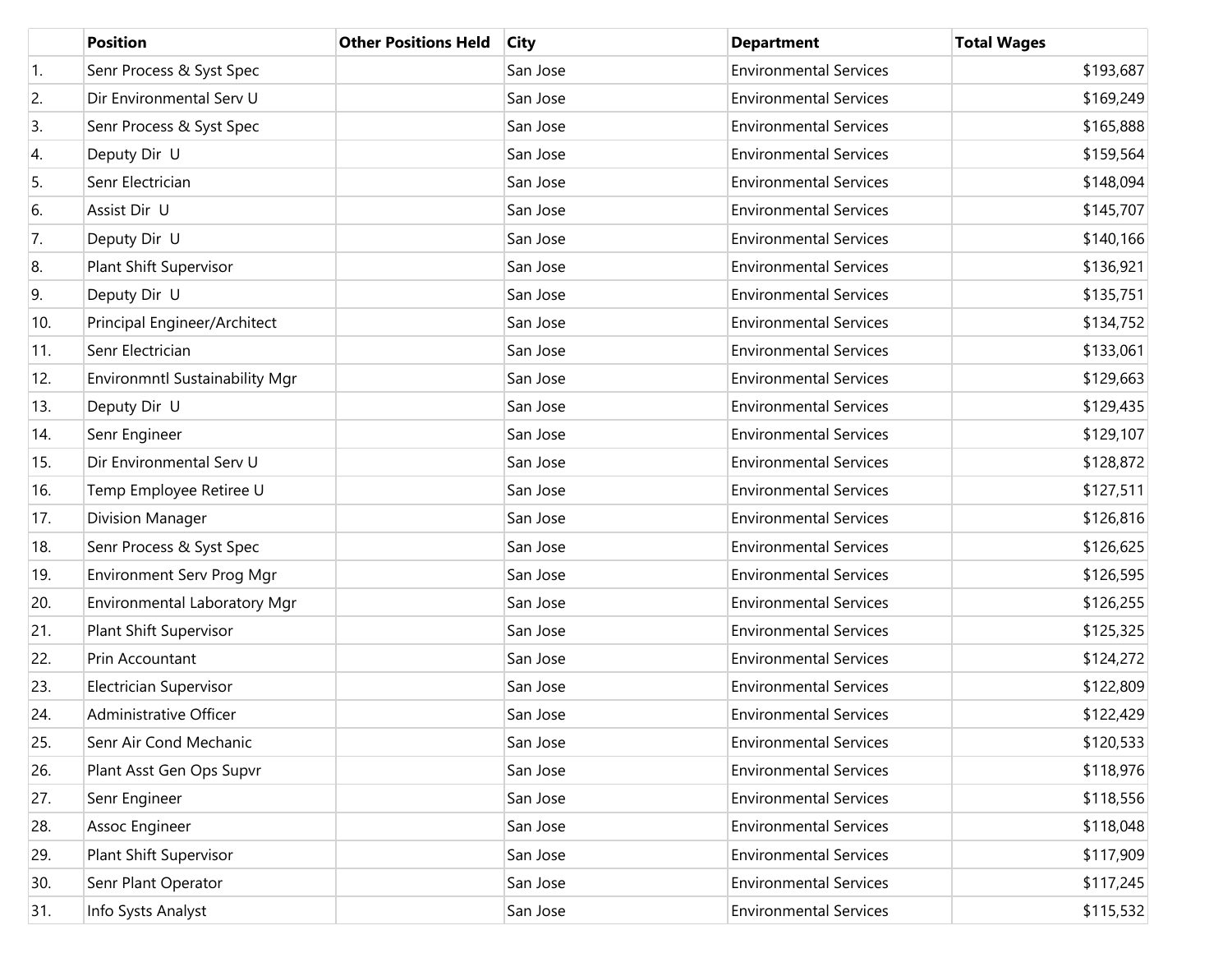|  | Position | Other Positions Held | City | Department | Total Wages |
|---|---|---|---|---|---|
| 1. | Senr Process & Syst Spec |  | San Jose | Environmental Services | $193,687 |
| 2. | Dir Environmental Serv U |  | San Jose | Environmental Services | $169,249 |
| 3. | Senr Process & Syst Spec |  | San Jose | Environmental Services | $165,888 |
| 4. | Deputy Dir U |  | San Jose | Environmental Services | $159,564 |
| 5. | Senr Electrician |  | San Jose | Environmental Services | $148,094 |
| 6. | Assist Dir U |  | San Jose | Environmental Services | $145,707 |
| 7. | Deputy Dir U |  | San Jose | Environmental Services | $140,166 |
| 8. | Plant Shift Supervisor |  | San Jose | Environmental Services | $136,921 |
| 9. | Deputy Dir U |  | San Jose | Environmental Services | $135,751 |
| 10. | Principal Engineer/Architect |  | San Jose | Environmental Services | $134,752 |
| 11. | Senr Electrician |  | San Jose | Environmental Services | $133,061 |
| 12. | Environmntl Sustainability Mgr |  | San Jose | Environmental Services | $129,663 |
| 13. | Deputy Dir U |  | San Jose | Environmental Services | $129,435 |
| 14. | Senr Engineer |  | San Jose | Environmental Services | $129,107 |
| 15. | Dir Environmental Serv U |  | San Jose | Environmental Services | $128,872 |
| 16. | Temp Employee Retiree U |  | San Jose | Environmental Services | $127,511 |
| 17. | Division Manager |  | San Jose | Environmental Services | $126,816 |
| 18. | Senr Process & Syst Spec |  | San Jose | Environmental Services | $126,625 |
| 19. | Environment Serv Prog Mgr |  | San Jose | Environmental Services | $126,595 |
| 20. | Environmental Laboratory Mgr |  | San Jose | Environmental Services | $126,255 |
| 21. | Plant Shift Supervisor |  | San Jose | Environmental Services | $125,325 |
| 22. | Prin Accountant |  | San Jose | Environmental Services | $124,272 |
| 23. | Electrician Supervisor |  | San Jose | Environmental Services | $122,809 |
| 24. | Administrative Officer |  | San Jose | Environmental Services | $122,429 |
| 25. | Senr Air Cond Mechanic |  | San Jose | Environmental Services | $120,533 |
| 26. | Plant Asst Gen Ops Supvr |  | San Jose | Environmental Services | $118,976 |
| 27. | Senr Engineer |  | San Jose | Environmental Services | $118,556 |
| 28. | Assoc Engineer |  | San Jose | Environmental Services | $118,048 |
| 29. | Plant Shift Supervisor |  | San Jose | Environmental Services | $117,909 |
| 30. | Senr Plant Operator |  | San Jose | Environmental Services | $117,245 |
| 31. | Info Systs Analyst |  | San Jose | Environmental Services | $115,532 |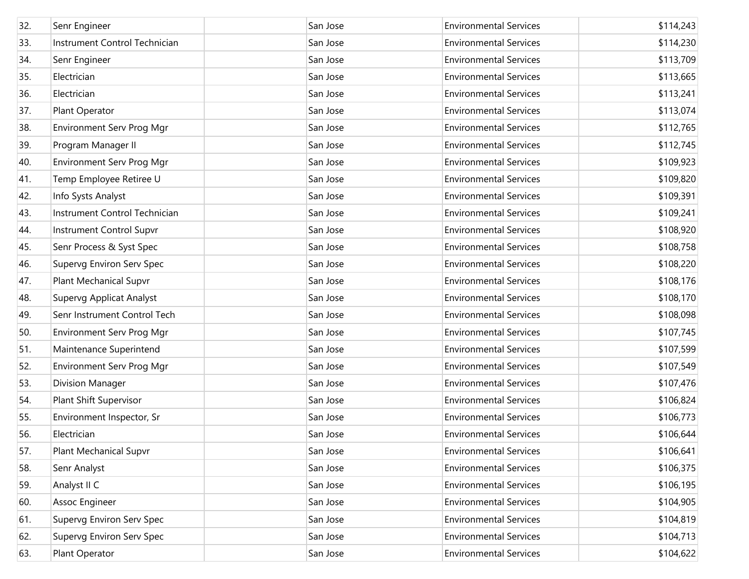| | | | | | |
|---|---|---|---|---|---|
| 32. | Senr Engineer | | San Jose | Environmental Services | $114,243 |
| 33. | Instrument Control Technician | | San Jose | Environmental Services | $114,230 |
| 34. | Senr Engineer | | San Jose | Environmental Services | $113,709 |
| 35. | Electrician | | San Jose | Environmental Services | $113,665 |
| 36. | Electrician | | San Jose | Environmental Services | $113,241 |
| 37. | Plant Operator | | San Jose | Environmental Services | $113,074 |
| 38. | Environment Serv Prog Mgr | | San Jose | Environmental Services | $112,765 |
| 39. | Program Manager II | | San Jose | Environmental Services | $112,745 |
| 40. | Environment Serv Prog Mgr | | San Jose | Environmental Services | $109,923 |
| 41. | Temp Employee Retiree U | | San Jose | Environmental Services | $109,820 |
| 42. | Info Systs Analyst | | San Jose | Environmental Services | $109,391 |
| 43. | Instrument Control Technician | | San Jose | Environmental Services | $109,241 |
| 44. | Instrument Control Supvr | | San Jose | Environmental Services | $108,920 |
| 45. | Senr Process & Syst Spec | | San Jose | Environmental Services | $108,758 |
| 46. | Supervg Environ Serv Spec | | San Jose | Environmental Services | $108,220 |
| 47. | Plant Mechanical Supvr | | San Jose | Environmental Services | $108,176 |
| 48. | Supervg Applicat Analyst | | San Jose | Environmental Services | $108,170 |
| 49. | Senr Instrument Control Tech | | San Jose | Environmental Services | $108,098 |
| 50. | Environment Serv Prog Mgr | | San Jose | Environmental Services | $107,745 |
| 51. | Maintenance Superintend | | San Jose | Environmental Services | $107,599 |
| 52. | Environment Serv Prog Mgr | | San Jose | Environmental Services | $107,549 |
| 53. | Division Manager | | San Jose | Environmental Services | $107,476 |
| 54. | Plant Shift Supervisor | | San Jose | Environmental Services | $106,824 |
| 55. | Environment Inspector, Sr | | San Jose | Environmental Services | $106,773 |
| 56. | Electrician | | San Jose | Environmental Services | $106,644 |
| 57. | Plant Mechanical Supvr | | San Jose | Environmental Services | $106,641 |
| 58. | Senr Analyst | | San Jose | Environmental Services | $106,375 |
| 59. | Analyst II C | | San Jose | Environmental Services | $106,195 |
| 60. | Assoc Engineer | | San Jose | Environmental Services | $104,905 |
| 61. | Supervg Environ Serv Spec | | San Jose | Environmental Services | $104,819 |
| 62. | Supervg Environ Serv Spec | | San Jose | Environmental Services | $104,713 |
| 63. | Plant Operator | | San Jose | Environmental Services | $104,622 |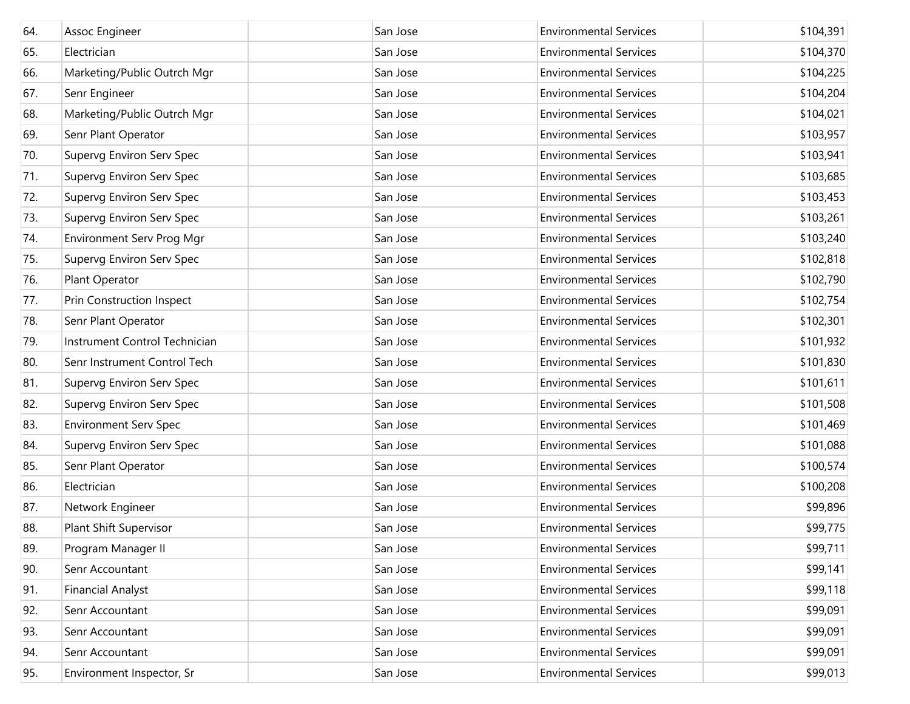| | | | | | |
|---|---|---|---|---|---|
| 64. | Assoc Engineer | | San Jose | Environmental Services | $104,391 |
| 65. | Electrician | | San Jose | Environmental Services | $104,370 |
| 66. | Marketing/Public Outrch Mgr | | San Jose | Environmental Services | $104,225 |
| 67. | Senr Engineer | | San Jose | Environmental Services | $104,204 |
| 68. | Marketing/Public Outrch Mgr | | San Jose | Environmental Services | $104,021 |
| 69. | Senr Plant Operator | | San Jose | Environmental Services | $103,957 |
| 70. | Supervg Environ Serv Spec | | San Jose | Environmental Services | $103,941 |
| 71. | Supervg Environ Serv Spec | | San Jose | Environmental Services | $103,685 |
| 72. | Supervg Environ Serv Spec | | San Jose | Environmental Services | $103,453 |
| 73. | Supervg Environ Serv Spec | | San Jose | Environmental Services | $103,261 |
| 74. | Environment Serv Prog Mgr | | San Jose | Environmental Services | $103,240 |
| 75. | Supervg Environ Serv Spec | | San Jose | Environmental Services | $102,818 |
| 76. | Plant Operator | | San Jose | Environmental Services | $102,790 |
| 77. | Prin Construction Inspect | | San Jose | Environmental Services | $102,754 |
| 78. | Senr Plant Operator | | San Jose | Environmental Services | $102,301 |
| 79. | Instrument Control Technician | | San Jose | Environmental Services | $101,932 |
| 80. | Senr Instrument Control Tech | | San Jose | Environmental Services | $101,830 |
| 81. | Supervg Environ Serv Spec | | San Jose | Environmental Services | $101,611 |
| 82. | Supervg Environ Serv Spec | | San Jose | Environmental Services | $101,508 |
| 83. | Environment Serv Spec | | San Jose | Environmental Services | $101,469 |
| 84. | Supervg Environ Serv Spec | | San Jose | Environmental Services | $101,088 |
| 85. | Senr Plant Operator | | San Jose | Environmental Services | $100,574 |
| 86. | Electrician | | San Jose | Environmental Services | $100,208 |
| 87. | Network Engineer | | San Jose | Environmental Services | $99,896 |
| 88. | Plant Shift Supervisor | | San Jose | Environmental Services | $99,775 |
| 89. | Program Manager II | | San Jose | Environmental Services | $99,711 |
| 90. | Senr Accountant | | San Jose | Environmental Services | $99,141 |
| 91. | Financial Analyst | | San Jose | Environmental Services | $99,118 |
| 92. | Senr Accountant | | San Jose | Environmental Services | $99,091 |
| 93. | Senr Accountant | | San Jose | Environmental Services | $99,091 |
| 94. | Senr Accountant | | San Jose | Environmental Services | $99,091 |
| 95. | Environment Inspector, Sr | | San Jose | Environmental Services | $99,013 |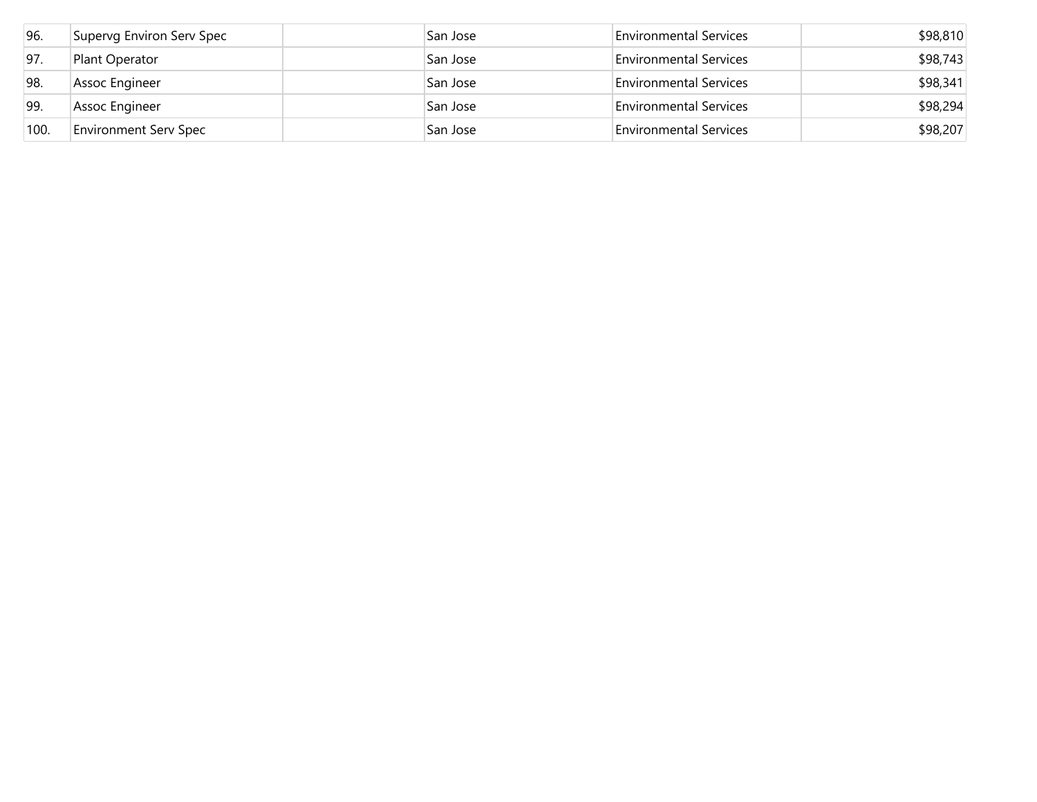| | | | | | |
|---|---|---|---|---|---|
| 96. | Supervg Environ Serv Spec | | San Jose | Environmental Services | $98,810 |
| 97. | Plant Operator | | San Jose | Environmental Services | $98,743 |
| 98. | Assoc Engineer | | San Jose | Environmental Services | $98,341 |
| 99. | Assoc Engineer | | San Jose | Environmental Services | $98,294 |
| 100. | Environment Serv Spec | | San Jose | Environmental Services | $98,207 |